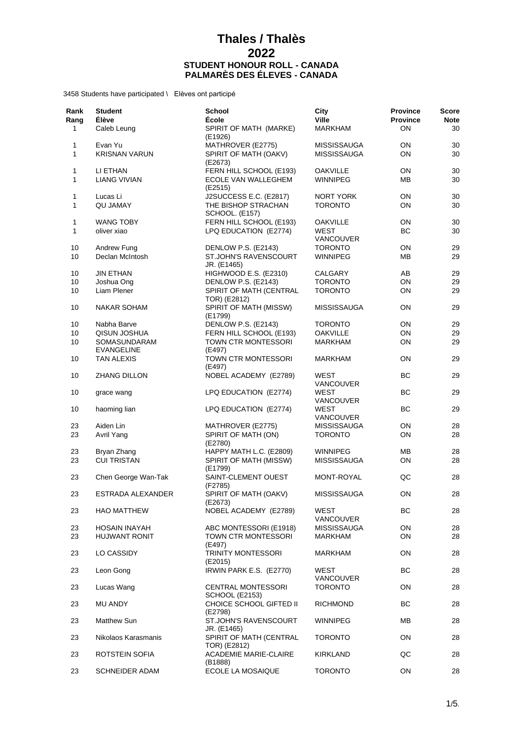# Thales / Thalès
# 2022
### STUDENT HONOUR ROLL - CANADA
### PALMARÈS DES ÉLEVES - CANADA

3458 Students have participated \ Elèves ont participé

| Rank<br>Rang | Student<br>Élève | School<br>École | City<br>Ville | Province<br>Province | Score<br>Note |
|---|---|---|---|---|---|
| 1 | Caleb Leung | SPIRIT OF MATH (MARKE) (E1926) | MARKHAM | ON | 30 |
| 1 | Evan Yu | MATHROVER (E2775) | MISSISSAUGA | ON | 30 |
| 1 | KRISNAN VARUN | SPIRIT OF MATH (OAKV) (E2673) | MISSISSAUGA | ON | 30 |
| 1 | LI ETHAN | FERN HILL SCHOOL (E193) | OAKVILLE | ON | 30 |
| 1 | LIANG VIVIAN | ECOLE VAN WALLEGHEM (E2515) | WINNIPEG | MB | 30 |
| 1 | Lucas Li | J2SUCCESS E.C. (E2817) | NORT YORK | ON | 30 |
| 1 | QU JAMAY | THE BISHOP STRACHAN SCHOOL. (E157) | TORONTO | ON | 30 |
| 1 | WANG TOBY | FERN HILL SCHOOL (E193) | OAKVILLE | ON | 30 |
| 1 | oliver xiao | LPQ EDUCATION (E2774) | WEST VANCOUVER | BC | 30 |
| 10 | Andrew Fung | DENLOW P.S. (E2143) | TORONTO | ON | 29 |
| 10 | Declan McIntosh | ST.JOHN'S RAVENSCOURT JR. (E1465) | WINNIPEG | MB | 29 |
| 10 | JIN ETHAN | HIGHWOOD E.S. (E2310) | CALGARY | AB | 29 |
| 10 | Joshua Ong | DENLOW P.S. (E2143) | TORONTO | ON | 29 |
| 10 | Liam Plener | SPIRIT OF MATH (CENTRAL TOR) (E2812) | TORONTO | ON | 29 |
| 10 | NAKAR SOHAM | SPIRIT OF MATH (MISSW) (E1799) | MISSISSAUGA | ON | 29 |
| 10 | Nabha Barve | DENLOW P.S. (E2143) | TORONTO | ON | 29 |
| 10 | QISUN JOSHUA | FERN HILL SCHOOL (E193) | OAKVILLE | ON | 29 |
| 10 | SOMASUNDARAM EVANGELINE | TOWN CTR MONTESSORI (E497) | MARKHAM | ON | 29 |
| 10 | TAN ALEXIS | TOWN CTR MONTESSORI (E497) | MARKHAM | ON | 29 |
| 10 | ZHANG DILLON | NOBEL ACADEMY (E2789) | WEST VANCOUVER | BC | 29 |
| 10 | grace wang | LPQ EDUCATION (E2774) | WEST VANCOUVER | BC | 29 |
| 10 | haoming lian | LPQ EDUCATION (E2774) | WEST VANCOUVER | BC | 29 |
| 23 | Aiden Lin | MATHROVER (E2775) | MISSISSAUGA | ON | 28 |
| 23 | Avril Yang | SPIRIT OF MATH (ON) (E2780) | TORONTO | ON | 28 |
| 23 | Bryan Zhang | HAPPY MATH L.C. (E2809) | WINNIPEG | MB | 28 |
| 23 | CUI TRISTAN | SPIRIT OF MATH (MISSW) (E1799) | MISSISSAUGA | ON | 28 |
| 23 | Chen George Wan-Tak | SAINT-CLEMENT OUEST (F2785) | MONT-ROYAL | QC | 28 |
| 23 | ESTRADA ALEXANDER | SPIRIT OF MATH (OAKV) (E2673) | MISSISSAUGA | ON | 28 |
| 23 | HAO MATTHEW | NOBEL ACADEMY (E2789) | WEST VANCOUVER | BC | 28 |
| 23 | HOSAIN INAYAH | ABC MONTESSORI (E1918) | MISSISSAUGA | ON | 28 |
| 23 | HUJWANT RONIT | TOWN CTR MONTESSORI (E497) | MARKHAM | ON | 28 |
| 23 | LO CASSIDY | TRINITY MONTESSORI (E2015) | MARKHAM | ON | 28 |
| 23 | Leon Gong | IRWIN PARK E.S. (E2770) | WEST VANCOUVER | BC | 28 |
| 23 | Lucas Wang | CENTRAL MONTESSORI SCHOOL (E2153) | TORONTO | ON | 28 |
| 23 | MU ANDY | CHOICE SCHOOL GIFTED II (E2798) | RICHMOND | BC | 28 |
| 23 | Matthew Sun | ST.JOHN'S RAVENSCOURT JR. (E1465) | WINNIPEG | MB | 28 |
| 23 | Nikolaos Karasmanis | SPIRIT OF MATH (CENTRAL TOR) (E2812) | TORONTO | ON | 28 |
| 23 | ROTSTEIN SOFIA | ACADEMIE MARIE-CLAIRE (B1888) | KIRKLAND | QC | 28 |
| 23 | SCHNEIDER ADAM | ECOLE LA MOSAIQUE | TORONTO | ON | 28 |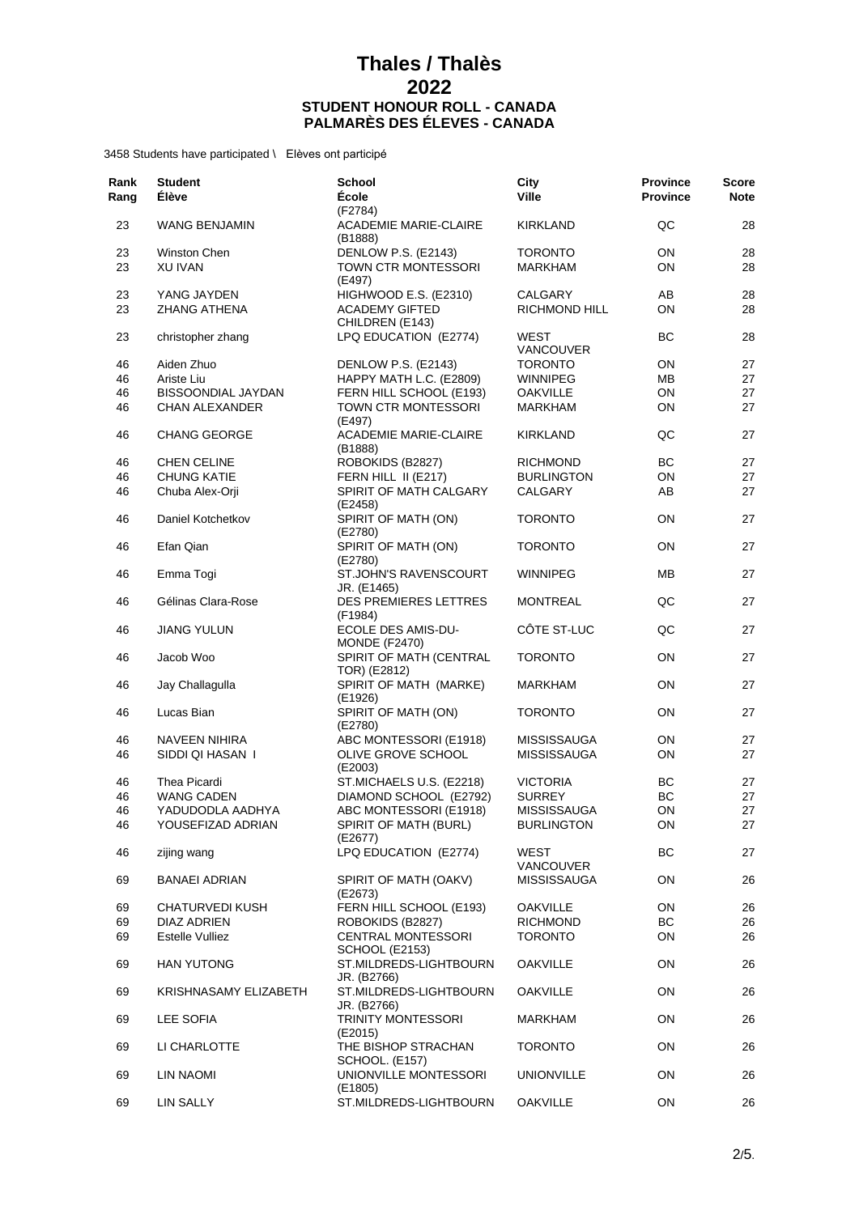# Thales / Thalès
# 2022
### STUDENT HONOUR ROLL - CANADA
### PALMARÈS DES ÉLEVES - CANADA

3458 Students have participated \ Elèves ont participé

| Rank<br>Rang | Student<br>Élève | School<br>École | City<br>Ville | Province<br>Province | Score<br>Note |
|---|---|---|---|---|---|
| | | (F2784) | | | |
| 23 | WANG BENJAMIN | ACADEMIE MARIE-CLAIRE (B1888) | KIRKLAND | QC | 28 |
| 23 | Winston Chen | DENLOW P.S. (E2143) | TORONTO | ON | 28 |
| 23 | XU IVAN | TOWN CTR MONTESSORI (E497) | MARKHAM | ON | 28 |
| 23 | YANG JAYDEN | HIGHWOOD E.S. (E2310) | CALGARY | AB | 28 |
| 23 | ZHANG ATHENA | ACADEMY GIFTED CHILDREN (E143) | RICHMOND HILL | ON | 28 |
| 23 | christopher zhang | LPQ EDUCATION (E2774) | WEST VANCOUVER | BC | 28 |
| 46 | Aiden Zhuo | DENLOW P.S. (E2143) | TORONTO | ON | 27 |
| 46 | Ariste Liu | HAPPY MATH L.C. (E2809) | WINNIPEG | MB | 27 |
| 46 | BISSOONDIAL JAYDAN | FERN HILL SCHOOL (E193) | OAKVILLE | ON | 27 |
| 46 | CHAN ALEXANDER | TOWN CTR MONTESSORI (E497) | MARKHAM | ON | 27 |
| 46 | CHANG GEORGE | ACADEMIE MARIE-CLAIRE (B1888) | KIRKLAND | QC | 27 |
| 46 | CHEN CELINE | ROBOKIDS (B2827) | RICHMOND | BC | 27 |
| 46 | CHUNG KATIE | FERN HILL II (E217) | BURLINGTON | ON | 27 |
| 46 | Chuba Alex-Orji | SPIRIT OF MATH CALGARY (E2458) | CALGARY | AB | 27 |
| 46 | Daniel Kotchetkov | SPIRIT OF MATH (ON) (E2780) | TORONTO | ON | 27 |
| 46 | Efan Qian | SPIRIT OF MATH (ON) (E2780) | TORONTO | ON | 27 |
| 46 | Emma Togi | ST.JOHN'S RAVENSCOURT JR. (E1465) | WINNIPEG | MB | 27 |
| 46 | Gélinas Clara-Rose | DES PREMIERES LETTRES (F1984) | MONTREAL | QC | 27 |
| 46 | JIANG YULUN | ECOLE DES AMIS-DU-MONDE (F2470) | CÔTE ST-LUC | QC | 27 |
| 46 | Jacob Woo | SPIRIT OF MATH (CENTRAL TOR) (E2812) | TORONTO | ON | 27 |
| 46 | Jay Challagulla | SPIRIT OF MATH (MARKE) (E1926) | MARKHAM | ON | 27 |
| 46 | Lucas Bian | SPIRIT OF MATH (ON) (E2780) | TORONTO | ON | 27 |
| 46 | NAVEEN NIHIRA | ABC MONTESSORI (E1918) | MISSISSAUGA | ON | 27 |
| 46 | SIDDI QI HASAN I | OLIVE GROVE SCHOOL (E2003) | MISSISSAUGA | ON | 27 |
| 46 | Thea Picardi | ST.MICHAELS U.S. (E2218) | VICTORIA | BC | 27 |
| 46 | WANG CADEN | DIAMOND SCHOOL (E2792) | SURREY | BC | 27 |
| 46 | YADUDODLA AADHYA | ABC MONTESSORI (E1918) | MISSISSAUGA | ON | 27 |
| 46 | YOUSEFIZAD ADRIAN | SPIRIT OF MATH (BURL) (E2677) | BURLINGTON | ON | 27 |
| 46 | zijing wang | LPQ EDUCATION (E2774) | WEST VANCOUVER | BC | 27 |
| 69 | BANAEI ADRIAN | SPIRIT OF MATH (OAKV) (E2673) | MISSISSAUGA | ON | 26 |
| 69 | CHATURVEDI KUSH | FERN HILL SCHOOL (E193) | OAKVILLE | ON | 26 |
| 69 | DIAZ ADRIEN | ROBOKIDS (B2827) | RICHMOND | BC | 26 |
| 69 | Estelle Vulliez | CENTRAL MONTESSORI SCHOOL (E2153) | TORONTO | ON | 26 |
| 69 | HAN YUTONG | ST.MILDREDS-LIGHTBOURN JR. (B2766) | OAKVILLE | ON | 26 |
| 69 | KRISHNASAMY ELIZABETH | ST.MILDREDS-LIGHTBOURN JR. (B2766) | OAKVILLE | ON | 26 |
| 69 | LEE SOFIA | TRINITY MONTESSORI (E2015) | MARKHAM | ON | 26 |
| 69 | LI CHARLOTTE | THE BISHOP STRACHAN SCHOOL. (E157) | TORONTO | ON | 26 |
| 69 | LIN NAOMI | UNIONVILLE MONTESSORI (E1805) | UNIONVILLE | ON | 26 |
| 69 | LIN SALLY | ST.MILDREDS-LIGHTBOURN | OAKVILLE | ON | 26 |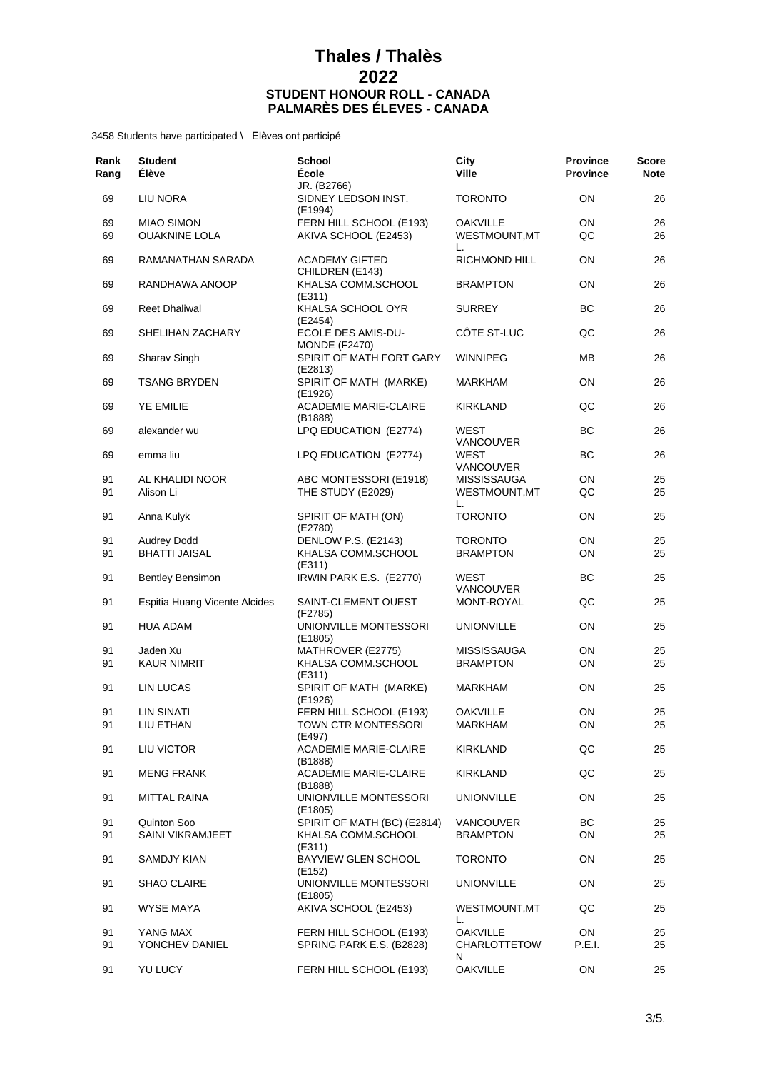# Thales / Thalès
# 2022
### STUDENT HONOUR ROLL - CANADA
### PALMARÈS DES ÉLEVES - CANADA

3458 Students have participated \ Elèves ont participé

| Rank<br>Rang | Student<br>Élève | School<br>École | City<br>Ville | Province<br>Province | Score<br>Note |
|---|---|---|---|---|---|
| | | JR. (B2766) | | | |
| 69 | LIU NORA | SIDNEY LEDSON INST. (E1994) | TORONTO | ON | 26 |
| 69 | MIAO SIMON | FERN HILL SCHOOL (E193) | OAKVILLE | ON | 26 |
| 69 | OUAKNINE LOLA | AKIVA SCHOOL (E2453) | WESTMOUNT,MT L. | QC | 26 |
| 69 | RAMANATHAN SARADA | ACADEMY GIFTED CHILDREN (E143) | RICHMOND HILL | ON | 26 |
| 69 | RANDHAWA ANOOP | KHALSA COMM.SCHOOL (E311) | BRAMPTON | ON | 26 |
| 69 | Reet Dhaliwal | KHALSA SCHOOL OYR (E2454) | SURREY | BC | 26 |
| 69 | SHELIHAN ZACHARY | ECOLE DES AMIS-DU-MONDE (F2470) | CÔTE ST-LUC | QC | 26 |
| 69 | Sharav Singh | SPIRIT OF MATH FORT GARY (E2813) | WINNIPEG | MB | 26 |
| 69 | TSANG BRYDEN | SPIRIT OF MATH (MARKE) (E1926) | MARKHAM | ON | 26 |
| 69 | YE EMILIE | ACADEMIE MARIE-CLAIRE (B1888) | KIRKLAND | QC | 26 |
| 69 | alexander wu | LPQ EDUCATION (E2774) | WEST VANCOUVER | BC | 26 |
| 69 | emma liu | LPQ EDUCATION (E2774) | WEST VANCOUVER | BC | 26 |
| 91 | AL KHALIDI NOOR | ABC MONTESSORI (E1918) | MISSISSAUGA | ON | 25 |
| 91 | Alison Li | THE STUDY (E2029) | WESTMOUNT,MT L. | QC | 25 |
| 91 | Anna Kulyk | SPIRIT OF MATH (ON) (E2780) | TORONTO | ON | 25 |
| 91 | Audrey Dodd | DENLOW P.S. (E2143) | TORONTO | ON | 25 |
| 91 | BHATTI JAISAL | KHALSA COMM.SCHOOL (E311) | BRAMPTON | ON | 25 |
| 91 | Bentley Bensimon | IRWIN PARK E.S. (E2770) | WEST VANCOUVER | BC | 25 |
| 91 | Espitia Huang Vicente Alcides | SAINT-CLEMENT OUEST (F2785) | MONT-ROYAL | QC | 25 |
| 91 | HUA ADAM | UNIONVILLE MONTESSORI (E1805) | UNIONVILLE | ON | 25 |
| 91 | Jaden Xu | MATHROVER (E2775) | MISSISSAUGA | ON | 25 |
| 91 | KAUR NIMRIT | KHALSA COMM.SCHOOL (E311) | BRAMPTON | ON | 25 |
| 91 | LIN LUCAS | SPIRIT OF MATH (MARKE) (E1926) | MARKHAM | ON | 25 |
| 91 | LIN SINATI | FERN HILL SCHOOL (E193) | OAKVILLE | ON | 25 |
| 91 | LIU ETHAN | TOWN CTR MONTESSORI (E497) | MARKHAM | ON | 25 |
| 91 | LIU VICTOR | ACADEMIE MARIE-CLAIRE (B1888) | KIRKLAND | QC | 25 |
| 91 | MENG FRANK | ACADEMIE MARIE-CLAIRE (B1888) | KIRKLAND | QC | 25 |
| 91 | MITTAL RAINA | UNIONVILLE MONTESSORI (E1805) | UNIONVILLE | ON | 25 |
| 91 | Quinton Soo | SPIRIT OF MATH (BC) (E2814) | VANCOUVER | BC | 25 |
| 91 | SAINI VIKRAMJEET | KHALSA COMM.SCHOOL (E311) | BRAMPTON | ON | 25 |
| 91 | SAMDJY KIAN | BAYVIEW GLEN SCHOOL (E152) | TORONTO | ON | 25 |
| 91 | SHAO CLAIRE | UNIONVILLE MONTESSORI (E1805) | UNIONVILLE | ON | 25 |
| 91 | WYSE MAYA | AKIVA SCHOOL (E2453) | WESTMOUNT,MT L. | QC | 25 |
| 91 | YANG MAX | FERN HILL SCHOOL (E193) | OAKVILLE | ON | 25 |
| 91 | YONCHEV DANIEL | SPRING PARK E.S. (B2828) | CHARLOTTETOW N | P.E.I. | 25 |
| 91 | YU LUCY | FERN HILL SCHOOL (E193) | OAKVILLE | ON | 25 |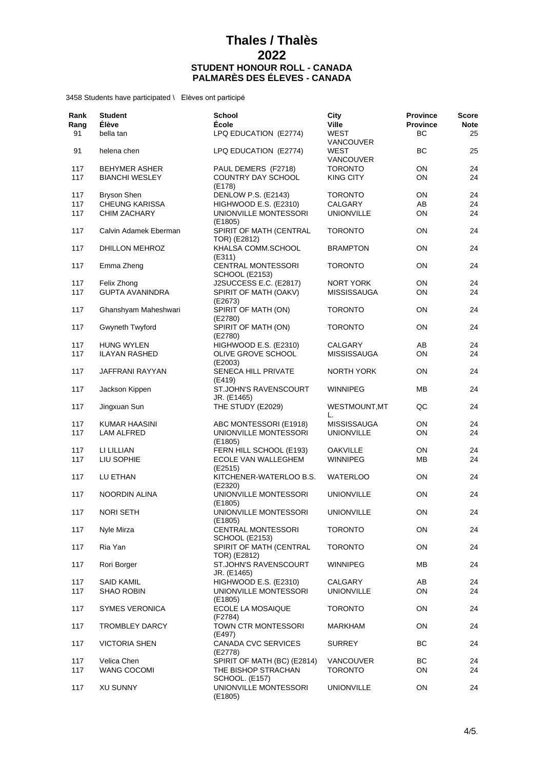# Thales / Thalès
# 2022
### STUDENT HONOUR ROLL - CANADA
### PALMARÈS DES ÉLEVES - CANADA

3458 Students have participated \ Elèves ont participé

| Rank<br>Rang | Student<br>Élève | School<br>École | City<br>Ville | Province<br>Province | Score<br>Note |
|---|---|---|---|---|---|
| 91 | bella tan | LPQ EDUCATION (E2774) | WEST VANCOUVER | BC | 25 |
| 91 | helena chen | LPQ EDUCATION (E2774) | WEST VANCOUVER | BC | 25 |
| 117 | BEHYMER ASHER | PAUL DEMERS (F2718) | TORONTO | ON | 24 |
| 117 | BIANCHI WESLEY | COUNTRY DAY SCHOOL (E178) | KING CITY | ON | 24 |
| 117 | Bryson Shen | DENLOW P.S. (E2143) | TORONTO | ON | 24 |
| 117 | CHEUNG KARISSA | HIGHWOOD E.S. (E2310) | CALGARY | AB | 24 |
| 117 | CHIM ZACHARY | UNIONVILLE MONTESSORI (E1805) | UNIONVILLE | ON | 24 |
| 117 | Calvin Adamek Eberman | SPIRIT OF MATH (CENTRAL TOR) (E2812) | TORONTO | ON | 24 |
| 117 | DHILLON MEHROZ | KHALSA COMM.SCHOOL (E311) | BRAMPTON | ON | 24 |
| 117 | Emma Zheng | CENTRAL MONTESSORI SCHOOL (E2153) | TORONTO | ON | 24 |
| 117 | Felix Zhong | J2SUCCESS E.C. (E2817) | NORT YORK | ON | 24 |
| 117 | GUPTA AVANINDRA | SPIRIT OF MATH (OAKV) (E2673) | MISSISSAUGA | ON | 24 |
| 117 | Ghanshyam Maheshwari | SPIRIT OF MATH (ON) (E2780) | TORONTO | ON | 24 |
| 117 | Gwyneth Twyford | SPIRIT OF MATH (ON) (E2780) | TORONTO | ON | 24 |
| 117 | HUNG WYLEN | HIGHWOOD E.S. (E2310) | CALGARY | AB | 24 |
| 117 | ILAYAN RASHED | OLIVE GROVE SCHOOL (E2003) | MISSISSAUGA | ON | 24 |
| 117 | JAFFRANI RAYYAN | SENECA HILL PRIVATE (E419) | NORTH YORK | ON | 24 |
| 117 | Jackson Kippen | ST.JOHN'S RAVENSCOURT JR. (E1465) | WINNIPEG | MB | 24 |
| 117 | Jingxuan Sun | THE STUDY (E2029) | WESTMOUNT,MT L. | QC | 24 |
| 117 | KUMAR HAASINI | ABC MONTESSORI (E1918) | MISSISSAUGA | ON | 24 |
| 117 | LAM ALFRED | UNIONVILLE MONTESSORI (E1805) | UNIONVILLE | ON | 24 |
| 117 | LI LILLIAN | FERN HILL SCHOOL (E193) | OAKVILLE | ON | 24 |
| 117 | LIU SOPHIE | ECOLE VAN WALLEGHEM (E2515) | WINNIPEG | MB | 24 |
| 117 | LU ETHAN | KITCHENER-WATERLOO B.S. (E2320) | WATERLOO | ON | 24 |
| 117 | NOORDIN ALINA | UNIONVILLE MONTESSORI (E1805) | UNIONVILLE | ON | 24 |
| 117 | NORI SETH | UNIONVILLE MONTESSORI (E1805) | UNIONVILLE | ON | 24 |
| 117 | Nyle Mirza | CENTRAL MONTESSORI SCHOOL (E2153) | TORONTO | ON | 24 |
| 117 | Ria Yan | SPIRIT OF MATH (CENTRAL TOR) (E2812) | TORONTO | ON | 24 |
| 117 | Rori Borger | ST.JOHN'S RAVENSCOURT JR. (E1465) | WINNIPEG | MB | 24 |
| 117 | SAID KAMIL | HIGHWOOD E.S. (E2310) | CALGARY | AB | 24 |
| 117 | SHAO ROBIN | UNIONVILLE MONTESSORI (E1805) | UNIONVILLE | ON | 24 |
| 117 | SYMES VERONICA | ECOLE LA MOSAIQUE (F2784) | TORONTO | ON | 24 |
| 117 | TROMBLEY DARCY | TOWN CTR MONTESSORI (E497) | MARKHAM | ON | 24 |
| 117 | VICTORIA SHEN | CANADA CVC SERVICES (E2778) | SURREY | BC | 24 |
| 117 | Velica Chen | SPIRIT OF MATH (BC) (E2814) | VANCOUVER | BC | 24 |
| 117 | WANG COCOMI | THE BISHOP STRACHAN SCHOOL. (E157) | TORONTO | ON | 24 |
| 117 | XU SUNNY | UNIONVILLE MONTESSORI (E1805) | UNIONVILLE | ON | 24 |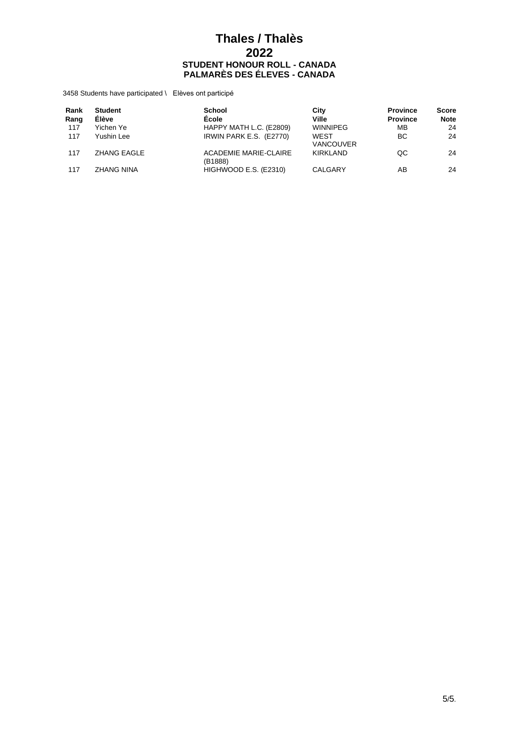# Thales / Thalès
# 2022
### STUDENT HONOUR ROLL - CANADA
### PALMARÈS DES ÉLEVES - CANADA

3458 Students have participated \ Elèves ont participé

| Rank<br>Rang | Student<br>Élève | School<br>École | City<br>Ville | Province<br>Province | Score<br>Note |
|---|---|---|---|---|---|
| 117 | Yichen Ye | HAPPY MATH L.C. (E2809) | WINNIPEG | MB | 24 |
| 117 | Yushin Lee | IRWIN PARK E.S. (E2770) | WEST VANCOUVER | BC | 24 |
| 117 | ZHANG EAGLE | ACADEMIE MARIE-CLAIRE (B1888) | KIRKLAND | QC | 24 |
| 117 | ZHANG NINA | HIGHWOOD E.S. (E2310) | CALGARY | AB | 24 |